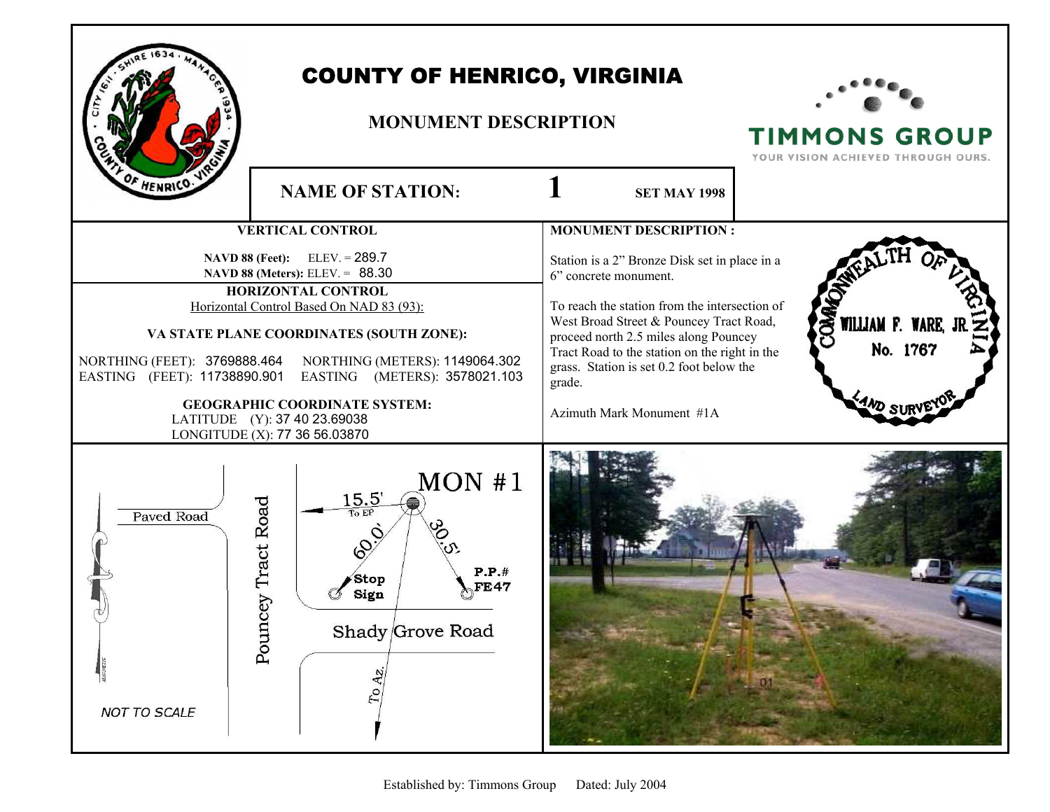# COUNTY OF HENRICO, VIRGINIA

## MONUMENT DESCRIPTION

TIMMONS GROUP
YOUR VISION ACHIEVED THROUGH OURS.

**NAME OF STATION:** 1 **SET MAY 1998**

### VERTICAL CONTROL

**NAVD 88 (Feet):** ELEV. = 289.7
**NAVD 88 (Meters):** ELEV. = 88.30

### HORIZONTAL CONTROL

Horizontal Control Based On NAD 83 (93):

**VA STATE PLANE COORDINATES (SOUTH ZONE):**

NORTHING (FEET): 3769888.464 NORTHING (METERS): 1149064.302
EASTING (FEET): 11738890.901 EASTING (METERS): 3578021.103

**GEOGRAPHIC COORDINATE SYSTEM:**
LATITUDE (Y): 37 40 23.69038
LONGITUDE (X): 77 36 56.03870

### MONUMENT DESCRIPTION :

Station is a 2" Bronze Disk set in place in a 6" concrete monument.

To reach the station from the intersection of West Broad Street & Pouncey Tract Road, proceed north 2.5 miles along Pouncey Tract Road to the station on the right in the grass. Station is set 0.2 foot below the grade.

Azimuth Mark Monument #1A

COMMONWEALTH OF VIRGINIA
WILLIAM F. WARE, JR.
No. 1767
LAND SURVEYOR

MON #1
15.5' To EP
60.0' Stop Sign
30.5' P.P.# FE47
Paved Road
Pouncey Tract Road
Shady Grove Road
To Az.
MAGNETIC
NOT TO SCALE

Established by: Timmons Group Dated: July 2004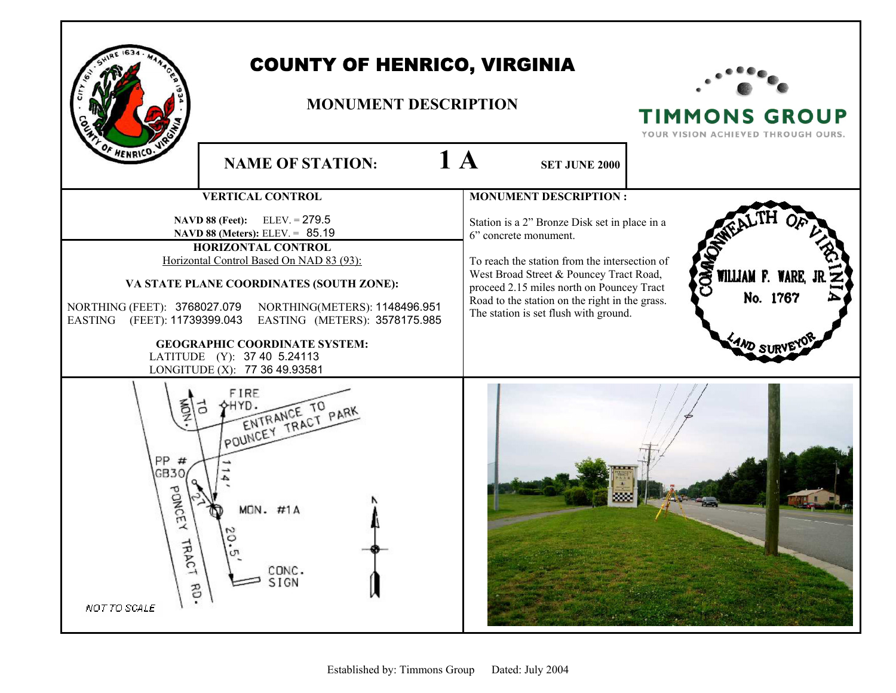# COUNTY OF HENRICO, VIRGINIA

## MONUMENT DESCRIPTION

TIMMONS GROUP
YOUR VISION ACHIEVED THROUGH OURS.

**NAME OF STATION:** **1 A** **SET JUNE 2000**

### VERTICAL CONTROL

**NAVD 88 (Feet):** ELEV. = 279.5
**NAVD 88 (Meters):** ELEV. = 85.19

### HORIZONTAL CONTROL

Horizontal Control Based On NAD 83 (93):

**VA STATE PLANE COORDINATES (SOUTH ZONE):**

NORTHING (FEET): 3768027.079 NORTHING(METERS): 1148496.951
EASTING (FEET): 11739399.043 EASTING (METERS): 3578175.985

**GEOGRAPHIC COORDINATE SYSTEM:**
LATITUDE (Y): 37 40 5.24113
LONGITUDE (X): 77 36 49.93581

### MONUMENT DESCRIPTION :

Station is a 2" Bronze Disk set in place in a 6" concrete monument.

To reach the station from the intersection of West Broad Street & Pouncey Tract Road, proceed 2.15 miles north on Pouncey Tract Road to the station on the right in the grass. The station is set flush with ground.

COMMONWEALTH OF VIRGINIA
WILLIAM F. WARE, JR.
No. 1767
LAND SURVEYOR

FIRE HYD.
TO MON.
ENTRANCE TO POUNCEY TRACT PARK
PP # GB30
114'
27'
MON. #1A
20.5'
CONC. SIGN
POUNCEY TRACT RD.
NOT TO SCALE

Established by: Timmons Group Dated: July 2004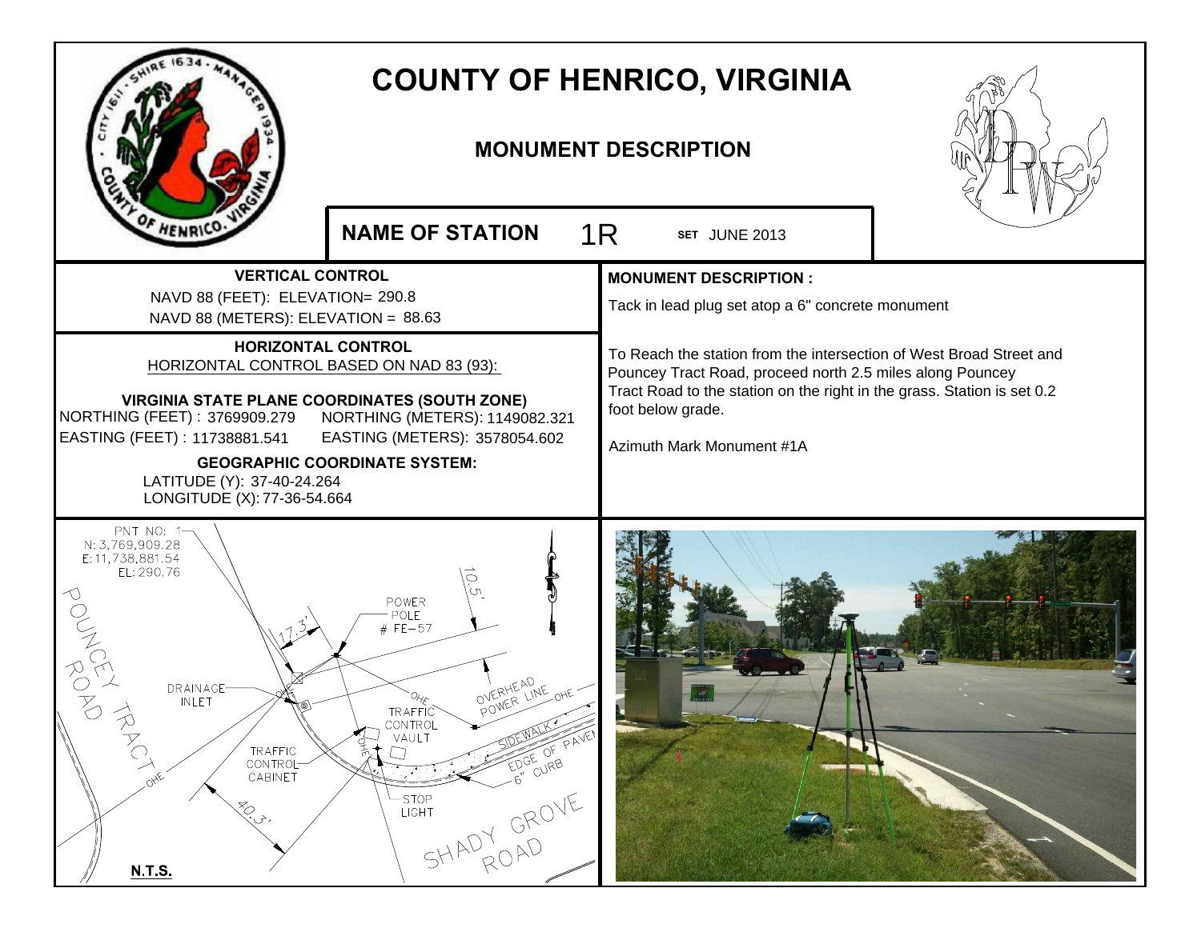# COUNTY OF HENRICO, VIRGINIA

## MONUMENT DESCRIPTION

**NAME OF STATION** 1R **SET** JUNE 2013

**VERTICAL CONTROL**

NAVD 88 (FEET): ELEVATION= 290.8
NAVD 88 (METERS): ELEVATION = 88.63

**HORIZONTAL CONTROL**

HORIZONTAL CONTROL BASED ON NAD 83 (93):

**VIRGINIA STATE PLANE COORDINATES (SOUTH ZONE)**

NORTHING (FEET) : 3769909.279 NORTHING (METERS): 1149082.321
EASTING (FEET) : 11738881.541 EASTING (METERS): 3578054.602

**GEOGRAPHIC COORDINATE SYSTEM:**

LATITUDE (Y): 37-40-24.264
LONGITUDE (X): 77-36-54.664

**MONUMENT DESCRIPTION :**

Tack in lead plug set atop a 6" concrete monument

To Reach the station from the intersection of West Broad Street and Pouncey Tract Road, proceed north 2.5 miles along Pouncey Tract Road to the station on the right in the grass. Station is set 0.2 foot below grade.

Azimuth Mark Monument #1A

PNT NO: 1
N: 3,769,909.28
E: 11,738,881.54
EL: 290.76

POUNCEY TRACT ROAD
DRAINAGE INLET
POWER POLE # FE-57
10.5'
17.3'
40.3'
OVERHEAD POWER LINE
OHE
TRAFFIC CONTROL VAULT
TRAFFIC CONTROL CABINET
SIDEWALK
EDGE OF PAVEMENT
6" CURB
STOP LIGHT
SHADY GROVE ROAD

**N.T.S.**